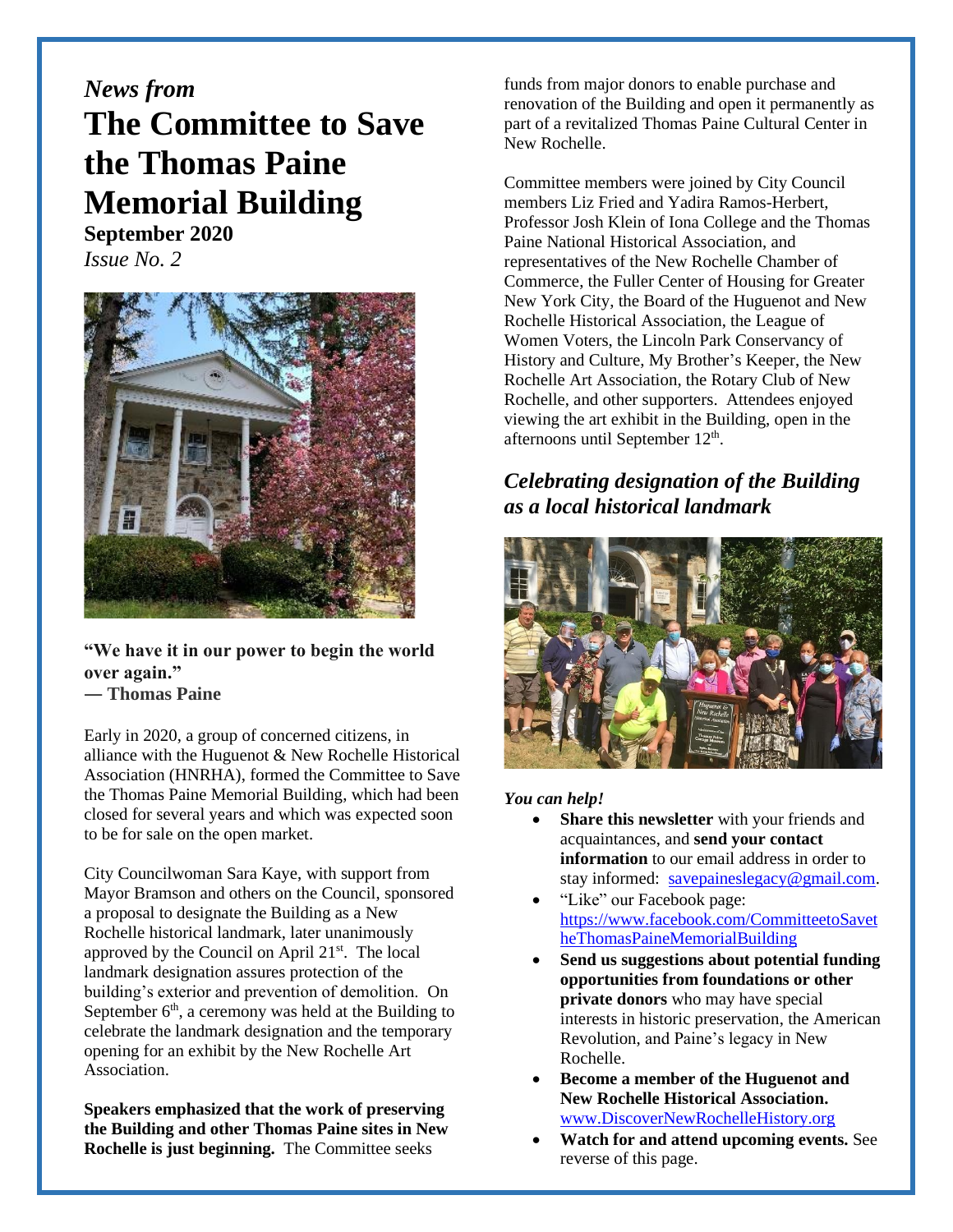*News from*

# The Committee to Save the Thomas Paine Memorial Building

**September 2020**

*Issue No. 2*

**"We have it in our power to begin the world over again."**
**— Thomas Paine**

Early in 2020, a group of concerned citizens, in alliance with the Huguenot & New Rochelle Historical Association (HNRHA), formed the Committee to Save the Thomas Paine Memorial Building, which had been closed for several years and which was expected soon to be for sale on the open market.

City Councilwoman Sara Kaye, with support from Mayor Bramson and others on the Council, sponsored a proposal to designate the Building as a New Rochelle historical landmark, later unanimously approved by the Council on April 21st. The local landmark designation assures protection of the building's exterior and prevention of demolition. On September 6th, a ceremony was held at the Building to celebrate the landmark designation and the temporary opening for an exhibit by the New Rochelle Art Association.

**Speakers emphasized that the work of preserving the Building and other Thomas Paine sites in New Rochelle is just beginning.** The Committee seeks funds from major donors to enable purchase and renovation of the Building and open it permanently as part of a revitalized Thomas Paine Cultural Center in New Rochelle.

Committee members were joined by City Council members Liz Fried and Yadira Ramos-Herbert, Professor Josh Klein of Iona College and the Thomas Paine National Historical Association, and representatives of the New Rochelle Chamber of Commerce, the Fuller Center of Housing for Greater New York City, the Board of the Huguenot and New Rochelle Historical Association, the League of Women Voters, the Lincoln Park Conservancy of History and Culture, My Brother's Keeper, the New Rochelle Art Association, the Rotary Club of New Rochelle, and other supporters. Attendees enjoyed viewing the art exhibit in the Building, open in the afternoons until September 12th.

## *Celebrating designation of the Building as a local historical landmark*

***You can help!***

- **Share this newsletter** with your friends and acquaintances, and **send your contact information** to our email address in order to stay informed: savepaineslegacy@gmail.com.
- "Like" our Facebook page: https://www.facebook.com/CommitteetoSavetheThomasPaineMemorialBuilding
- **Send us suggestions about potential funding opportunities from foundations or other private donors** who may have special interests in historic preservation, the American Revolution, and Paine's legacy in New Rochelle.
- **Become a member of the Huguenot and New Rochelle Historical Association.** www.DiscoverNewRochelleHistory.org
- **Watch for and attend upcoming events.** See reverse of this page.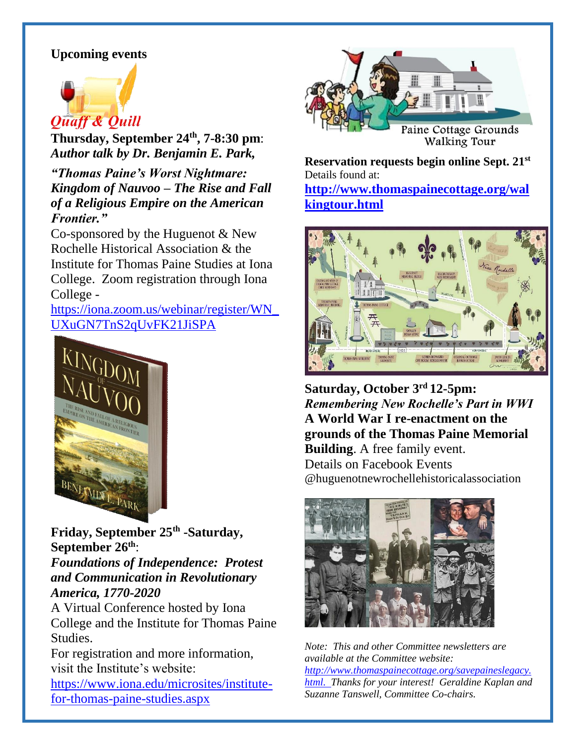**Upcoming events**

*Quaff & Quill*

**Thursday, September 24th, 7-8:30 pm**: ***Author talk by Dr. Benjamin E. Park,***

***"Thomas Paine's Worst Nightmare: Kingdom of Nauvoo – The Rise and Fall of a Religious Empire on the American Frontier."***

Co-sponsored by the Huguenot & New Rochelle Historical Association & the Institute for Thomas Paine Studies at Iona College. Zoom registration through Iona College - https://iona.zoom.us/webinar/register/WN_UXuGN7TnS2qUvFK21JiSPA

**Friday, September 25th -Saturday, September 26th**:

***Foundations of Independence: Protest and Communication in Revolutionary America, 1770-2020***

A Virtual Conference hosted by Iona College and the Institute for Thomas Paine Studies.

For registration and more information, visit the Institute's website: https://www.iona.edu/microsites/institute-for-thomas-paine-studies.aspx

Paine Cottage Grounds Walking Tour

**Reservation requests begin online Sept. 21st**

Details found at:

**http://www.thomaspainecottage.org/walkingtour.html**

**Saturday, October 3rd 12-5pm:**

***Remembering New Rochelle's Part in WWI***

**A World War I re-enactment on the grounds of the Thomas Paine Memorial Building**. A free family event.

Details on Facebook Events

@huguenotnewrochellehistoricalassociation

*Note: This and other Committee newsletters are available at the Committee website: http://www.thomaspainecottage.org/savepaineslegacy.html. Thanks for your interest! Geraldine Kaplan and Suzanne Tanswell, Committee Co-chairs.*